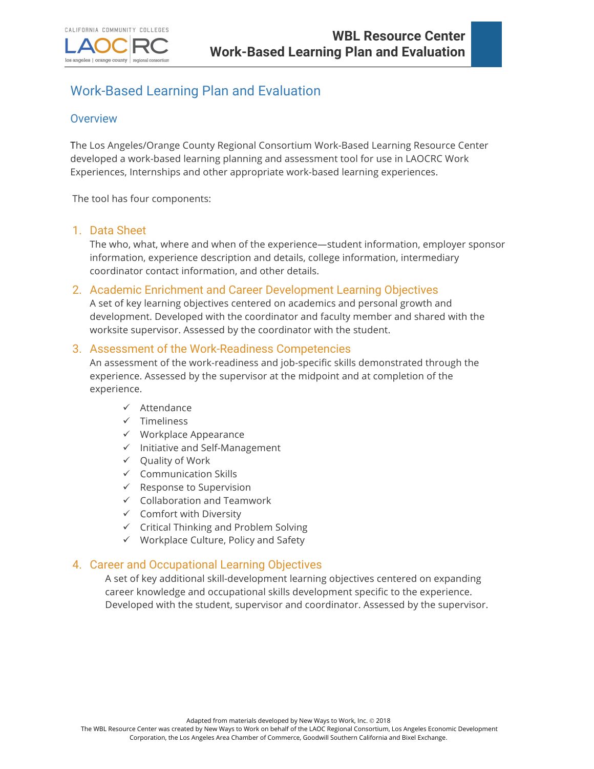# Work-Based Learning Plan and Evaluation

## Overview

The Los Angeles/Orange County Regional Consortium Work-Based Learning Resource Center developed a work-based learning planning and assessment tool for use in LAOCRC Work Experiences, Internships and other appropriate work-based learning experiences.

The tool has four components:

1. **Data Sheet**
   The who, what, where and when of the experience—student information, employer sponsor information, experience description and details, college information, intermediary coordinator contact information, and other details.

2. **Academic Enrichment and Career Development Learning Objectives**
   A set of key learning objectives centered on academics and personal growth and development. Developed with the coordinator and faculty member and shared with the worksite supervisor. Assessed by the coordinator with the student.

3. **Assessment of the Work-Readiness Competencies**
   An assessment of the work-readiness and job-specific skills demonstrated through the experience. Assessed by the supervisor at the midpoint and at completion of the experience.

   - ✓ Attendance
   - ✓ Timeliness
   - ✓ Workplace Appearance
   - ✓ Initiative and Self-Management
   - ✓ Quality of Work
   - ✓ Communication Skills
   - ✓ Response to Supervision
   - ✓ Collaboration and Teamwork
   - ✓ Comfort with Diversity
   - ✓ Critical Thinking and Problem Solving
   - ✓ Workplace Culture, Policy and Safety

4. **Career and Occupational Learning Objectives**
   A set of key additional skill-development learning objectives centered on expanding career knowledge and occupational skills development specific to the experience. Developed with the student, supervisor and coordinator. Assessed by the supervisor.

Adapted from materials developed by New Ways to Work, Inc. © 2018
The WBL Resource Center was created by New Ways to Work on behalf of the LAOC Regional Consortium, Los Angeles Economic Development Corporation, the Los Angeles Area Chamber of Commerce, Goodwill Southern California and Bixel Exchange.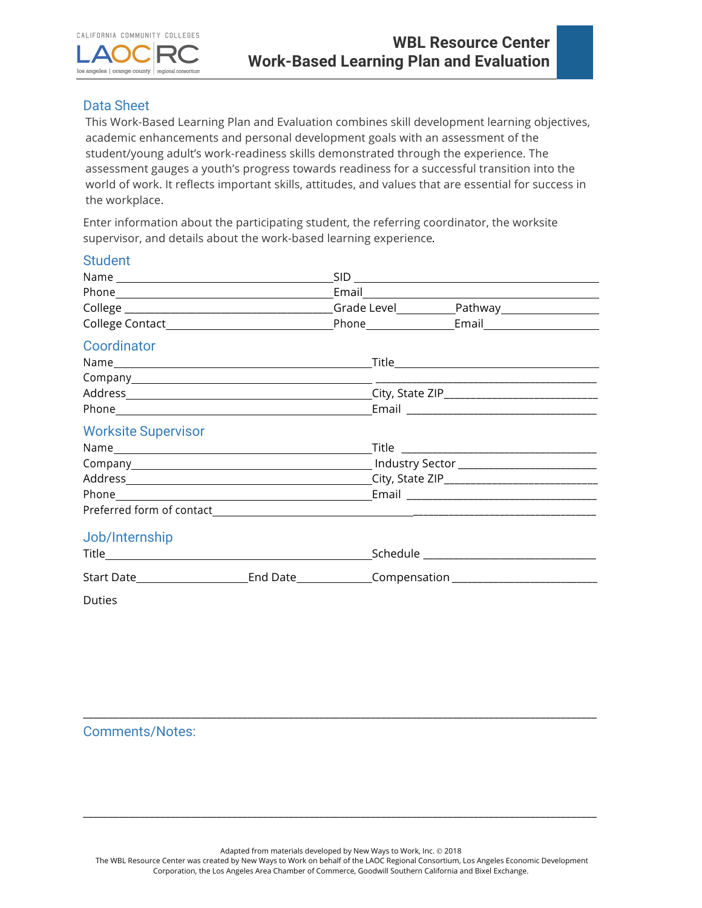# WBL Resource Center
# Work-Based Learning Plan and Evaluation

## Data Sheet

This Work-Based Learning Plan and Evaluation combines skill development learning objectives, academic enhancements and personal development goals with an assessment of the student/young adult's work-readiness skills demonstrated through the experience. The assessment gauges a youth's progress towards readiness for a successful transition into the world of work. It reflects important skills, attitudes, and values that are essential for success in the workplace.

Enter information about the participating student, the referring coordinator, the worksite supervisor, and details about the work-based learning experience.

## Student

Name ________________________ SID ________________________

Phone ________________________ Email ________________________

College ________________________ Grade Level __________ Pathway __________

College Contact ________________________ Phone __________ Email __________

## Coordinator

Name ________________________ Title ________________________

Company ________________________ ________________________

Address ________________________ City, State ZIP ________________________

Phone ________________________ Email ________________________

## Worksite Supervisor

Name ________________________ Title ________________________

Company ________________________ Industry Sector ________________________

Address ________________________ City, State ZIP ________________________

Phone ________________________ Email ________________________

Preferred form of contact ________________________ ________________________

## Job/Internship

Title ________________________ Schedule ________________________

Start Date ______________ End Date ______________ Compensation ________________________

Duties

________________________________________________________________________________

## Comments/Notes:

________________________________________________________________________________

Adapted from materials developed by New Ways to Work, Inc. © 2018
The WBL Resource Center was created by New Ways to Work on behalf of the LAOC Regional Consortium, Los Angeles Economic Development Corporation, the Los Angeles Area Chamber of Commerce, Goodwill Southern California and Bixel Exchange.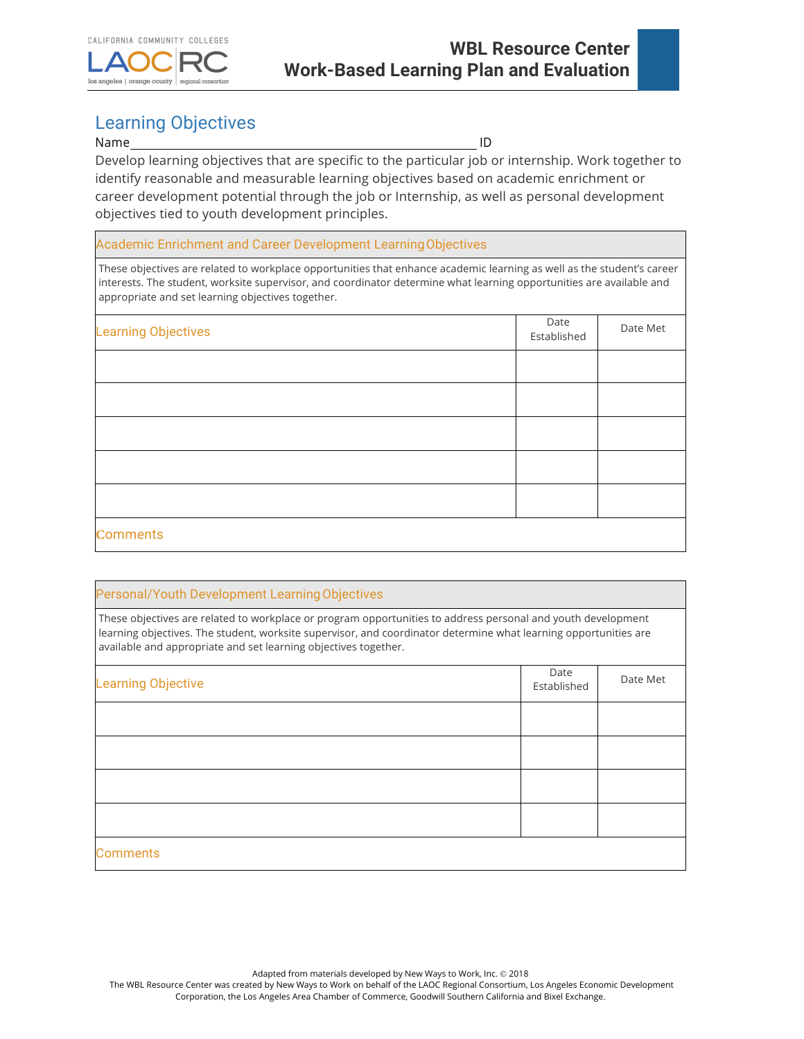## Learning Objectives

Name\_\_\_\_\_\_\_\_\_\_\_\_\_\_\_\_\_\_\_\_\_\_\_\_\_\_\_\_\_\_\_\_\_\_\_\_\_\_\_\_\_\_\_\_\_\_\_\_\_\_\_\_ ID

Develop learning objectives that are specific to the particular job or internship. Work together to identify reasonable and measurable learning objectives based on academic enrichment or career development potential through the job or Internship, as well as personal development objectives tied to youth development principles.

### Academic Enrichment and Career Development Learning Objectives

These objectives are related to workplace opportunities that enhance academic learning as well as the student's career interests. The student, worksite supervisor, and coordinator determine what learning opportunities are available and appropriate and set learning objectives together.

| Learning Objectives | Date Established | Date Met |
|---|---|---|
| | | |
| | | |
| | | |
| | | |
| | | |
| Comments | | |

### Personal/Youth Development Learning Objectives

These objectives are related to workplace or program opportunities to address personal and youth development learning objectives. The student, worksite supervisor, and coordinator determine what learning opportunities are available and appropriate and set learning objectives together.

| Learning Objective | Date Established | Date Met |
|---|---|---|
| | | |
| | | |
| | | |
| | | |
| Comments | | |

Adapted from materials developed by New Ways to Work, Inc. © 2018
The WBL Resource Center was created by New Ways to Work on behalf of the LAOC Regional Consortium, Los Angeles Economic Development Corporation, the Los Angeles Area Chamber of Commerce, Goodwill Southern California and Bixel Exchange.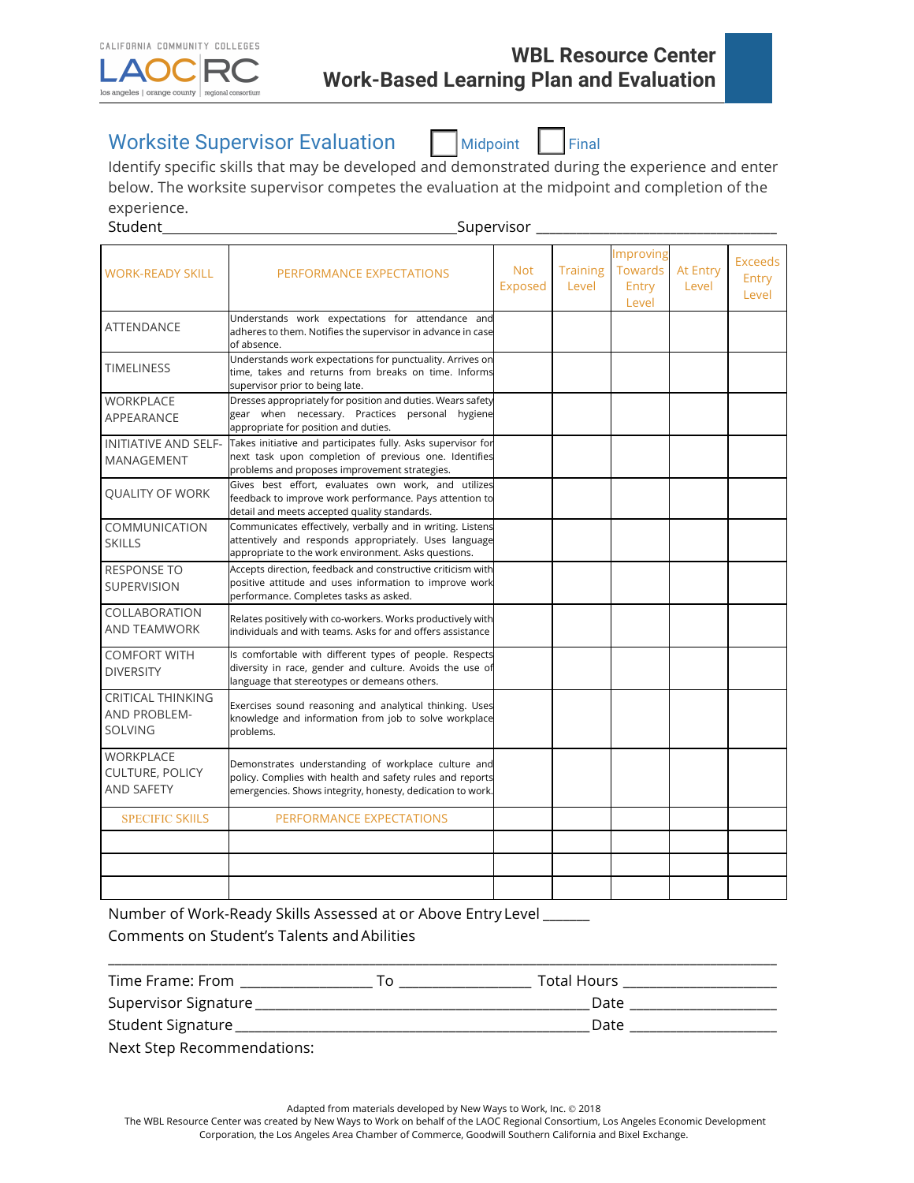CALIFORNIA COMMUNITY COLLEGES

LAOC RC

los angeles | orange county | regional consortium

# WBL Resource Center
# Work-Based Learning Plan and Evaluation

## Worksite Supervisor Evaluation ☐ Midpoint ☐ Final

Identify specific skills that may be developed and demonstrated during the experience and enter below. The worksite supervisor competes the evaluation at the midpoint and completion of the experience.

Student_________________________________________Supervisor ___________________________________

| WORK-READY SKILL | PERFORMANCE EXPECTATIONS | Not Exposed | Training Level | Improving Towards Entry Level | At Entry Level | Exceeds Entry Level |
|---|---|---|---|---|---|---|
| ATTENDANCE | Understands work expectations for attendance and adheres to them. Notifies the supervisor in advance in case of absence. | | | | | |
| TIMELINESS | Understands work expectations for punctuality. Arrives on time, takes and returns from breaks on time. Informs supervisor prior to being late. | | | | | |
| WORKPLACE APPEARANCE | Dresses appropriately for position and duties. Wears safety gear when necessary. Practices personal hygiene appropriate for position and duties. | | | | | |
| INITIATIVE AND SELF-MANAGEMENT | Takes initiative and participates fully. Asks supervisor for next task upon completion of previous one. Identifies problems and proposes improvement strategies. | | | | | |
| QUALITY OF WORK | Gives best effort, evaluates own work, and utilizes feedback to improve work performance. Pays attention to detail and meets accepted quality standards. | | | | | |
| COMMUNICATION SKILLS | Communicates effectively, verbally and in writing. Listens attentively and responds appropriately. Uses language appropriate to the work environment. Asks questions. | | | | | |
| RESPONSE TO SUPERVISION | Accepts direction, feedback and constructive criticism with positive attitude and uses information to improve work performance. Completes tasks as asked. | | | | | |
| COLLABORATION AND TEAMWORK | Relates positively with co-workers. Works productively with individuals and with teams. Asks for and offers assistance | | | | | |
| COMFORT WITH DIVERSITY | Is comfortable with different types of people. Respects diversity in race, gender and culture. Avoids the use of language that stereotypes or demeans others. | | | | | |
| CRITICAL THINKING AND PROBLEM-SOLVING | Exercises sound reasoning and analytical thinking. Uses knowledge and information from job to solve workplace problems. | | | | | |
| WORKPLACE CULTURE, POLICY AND SAFETY | Demonstrates understanding of workplace culture and policy. Complies with health and safety rules and reports emergencies. Shows integrity, honesty, dedication to work. | | | | | |
| SPECIFIC SKIILS | PERFORMANCE EXPECTATIONS | | | | | |
| | | | | | | |
| | | | | | | |
| | | | | | | |

Number of Work-Ready Skills Assessed at or Above Entry Level ______

Comments on Student's Talents and Abilities

___________________________________________________________________________________________

Time Frame: From _________________ To _________________ Total Hours ____________________

Supervisor Signature ___________________________________________ Date ___________________

Student Signature _____________________________________________ Date ___________________

Next Step Recommendations:

Adapted from materials developed by New Ways to Work, Inc. © 2018

The WBL Resource Center was created by New Ways to Work on behalf of the LAOC Regional Consortium, Los Angeles Economic Development Corporation, the Los Angeles Area Chamber of Commerce, Goodwill Southern California and Bixel Exchange.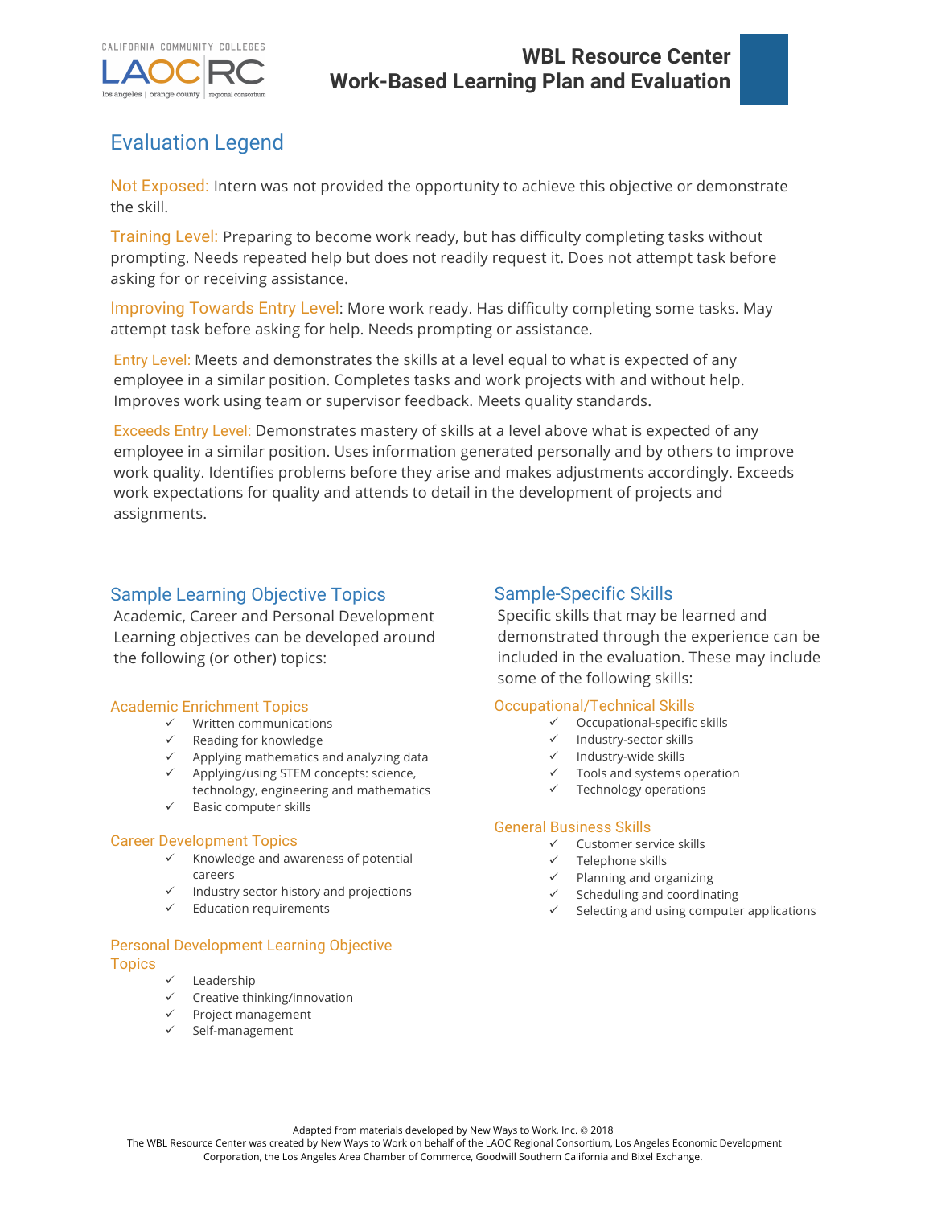## Evaluation Legend

**Not Exposed:** Intern was not provided the opportunity to achieve this objective or demonstrate the skill.

**Training Level:** Preparing to become work ready, but has difficulty completing tasks without prompting. Needs repeated help but does not readily request it. Does not attempt task before asking for or receiving assistance.

**Improving Towards Entry Level:** More work ready. Has difficulty completing some tasks. May attempt task before asking for help. Needs prompting or assistance.

**Entry Level:** Meets and demonstrates the skills at a level equal to what is expected of any employee in a similar position. Completes tasks and work projects with and without help. Improves work using team or supervisor feedback. Meets quality standards.

**Exceeds Entry Level:** Demonstrates mastery of skills at a level above what is expected of any employee in a similar position. Uses information generated personally and by others to improve work quality. Identifies problems before they arise and makes adjustments accordingly. Exceeds work expectations for quality and attends to detail in the development of projects and assignments.

## Sample Learning Objective Topics

Academic, Career and Personal Development Learning objectives can be developed around the following (or other) topics:

### Academic Enrichment Topics

- ✓ Written communications
- ✓ Reading for knowledge
- ✓ Applying mathematics and analyzing data
- ✓ Applying/using STEM concepts: science, technology, engineering and mathematics
- ✓ Basic computer skills

### Career Development Topics

- ✓ Knowledge and awareness of potential careers
- ✓ Industry sector history and projections
- ✓ Education requirements

### Personal Development Learning Objective Topics

- ✓ Leadership
- ✓ Creative thinking/innovation
- ✓ Project management
- ✓ Self-management

## Sample-Specific Skills

Specific skills that may be learned and demonstrated through the experience can be included in the evaluation. These may include some of the following skills:

### Occupational/Technical Skills

- ✓ Occupational-specific skills
- ✓ Industry-sector skills
- ✓ Industry-wide skills
- ✓ Tools and systems operation
- ✓ Technology operations

### General Business Skills

- ✓ Customer service skills
- ✓ Telephone skills
- ✓ Planning and organizing
- ✓ Scheduling and coordinating
- ✓ Selecting and using computer applications

Adapted from materials developed by New Ways to Work, Inc. © 2018
The WBL Resource Center was created by New Ways to Work on behalf of the LAOC Regional Consortium, Los Angeles Economic Development Corporation, the Los Angeles Area Chamber of Commerce, Goodwill Southern California and Bixel Exchange.